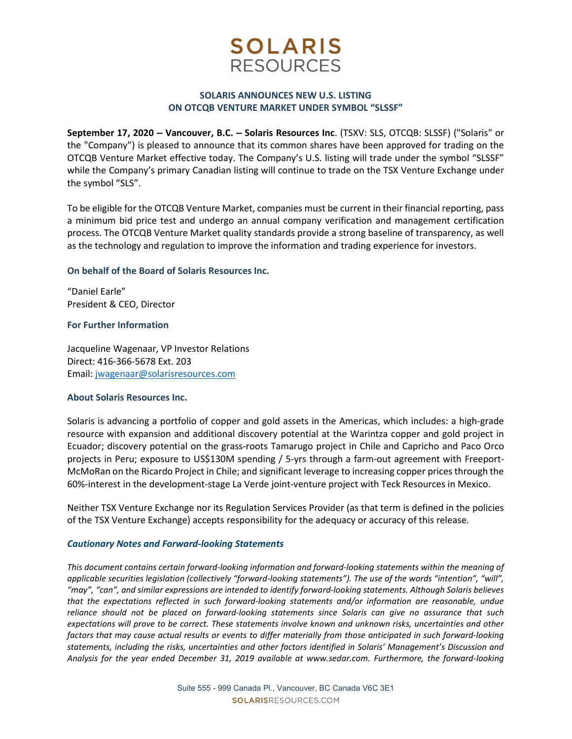# SOLARIS RESOURCES

## SOLARIS ANNOUNCES NEW U.S. LISTING ON OTCQB VENTURE MARKET UNDER SYMBOL "SLSSF"

**September 17, 2020 – Vancouver, B.C. – Solaris Resources Inc**. (TSXV: SLS, OTCQB: SLSSF) ("Solaris" or the "Company") is pleased to announce that its common shares have been approved for trading on the OTCQB Venture Market effective today. The Company's U.S. listing will trade under the symbol "SLSSF" while the Company's primary Canadian listing will continue to trade on the TSX Venture Exchange under the symbol "SLS".

To be eligible for the OTCQB Venture Market, companies must be current in their financial reporting, pass a minimum bid price test and undergo an annual company verification and management certification process. The OTCQB Venture Market quality standards provide a strong baseline of transparency, as well as the technology and regulation to improve the information and trading experience for investors.

### On behalf of the Board of Solaris Resources Inc.

"Daniel Earle"
President & CEO, Director

### For Further Information

Jacqueline Wagenaar, VP Investor Relations
Direct: 416-366-5678 Ext. 203
Email: jwagenaar@solarisresources.com

### About Solaris Resources Inc.

Solaris is advancing a portfolio of copper and gold assets in the Americas, which includes: a high-grade resource with expansion and additional discovery potential at the Warintza copper and gold project in Ecuador; discovery potential on the grass-roots Tamarugo project in Chile and Capricho and Paco Orco projects in Peru; exposure to US$130M spending / 5-yrs through a farm-out agreement with Freeport-McMoRan on the Ricardo Project in Chile; and significant leverage to increasing copper prices through the 60%-interest in the development-stage La Verde joint-venture project with Teck Resources in Mexico.

Neither TSX Venture Exchange nor its Regulation Services Provider (as that term is defined in the policies of the TSX Venture Exchange) accepts responsibility for the adequacy or accuracy of this release.

### *Cautionary Notes and Forward-looking Statements*

*This document contains certain forward-looking information and forward-looking statements within the meaning of applicable securities legislation (collectively "forward-looking statements"). The use of the words "intention", "will", "may", "can", and similar expressions are intended to identify forward-looking statements. Although Solaris believes that the expectations reflected in such forward-looking statements and/or information are reasonable, undue reliance should not be placed on forward-looking statements since Solaris can give no assurance that such expectations will prove to be correct. These statements involve known and unknown risks, uncertainties and other factors that may cause actual results or events to differ materially from those anticipated in such forward-looking statements, including the risks, uncertainties and other factors identified in Solaris' Management's Discussion and Analysis for the year ended December 31, 2019 available at www.sedar.com. Furthermore, the forward-looking*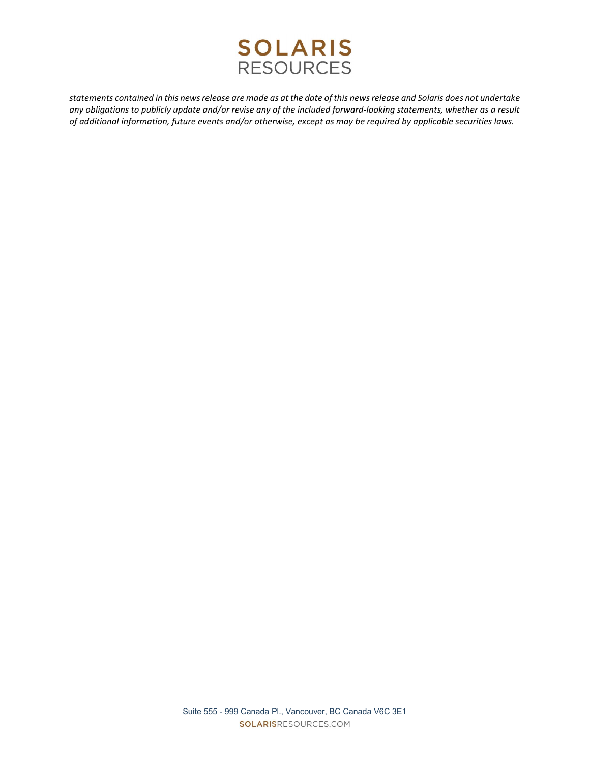*statements contained in this news release are made as at the date of this news release and Solaris does not undertake any obligations to publicly update and/or revise any of the included forward-looking statements, whether as a result of additional information, future events and/or otherwise, except as may be required by applicable securities laws.*